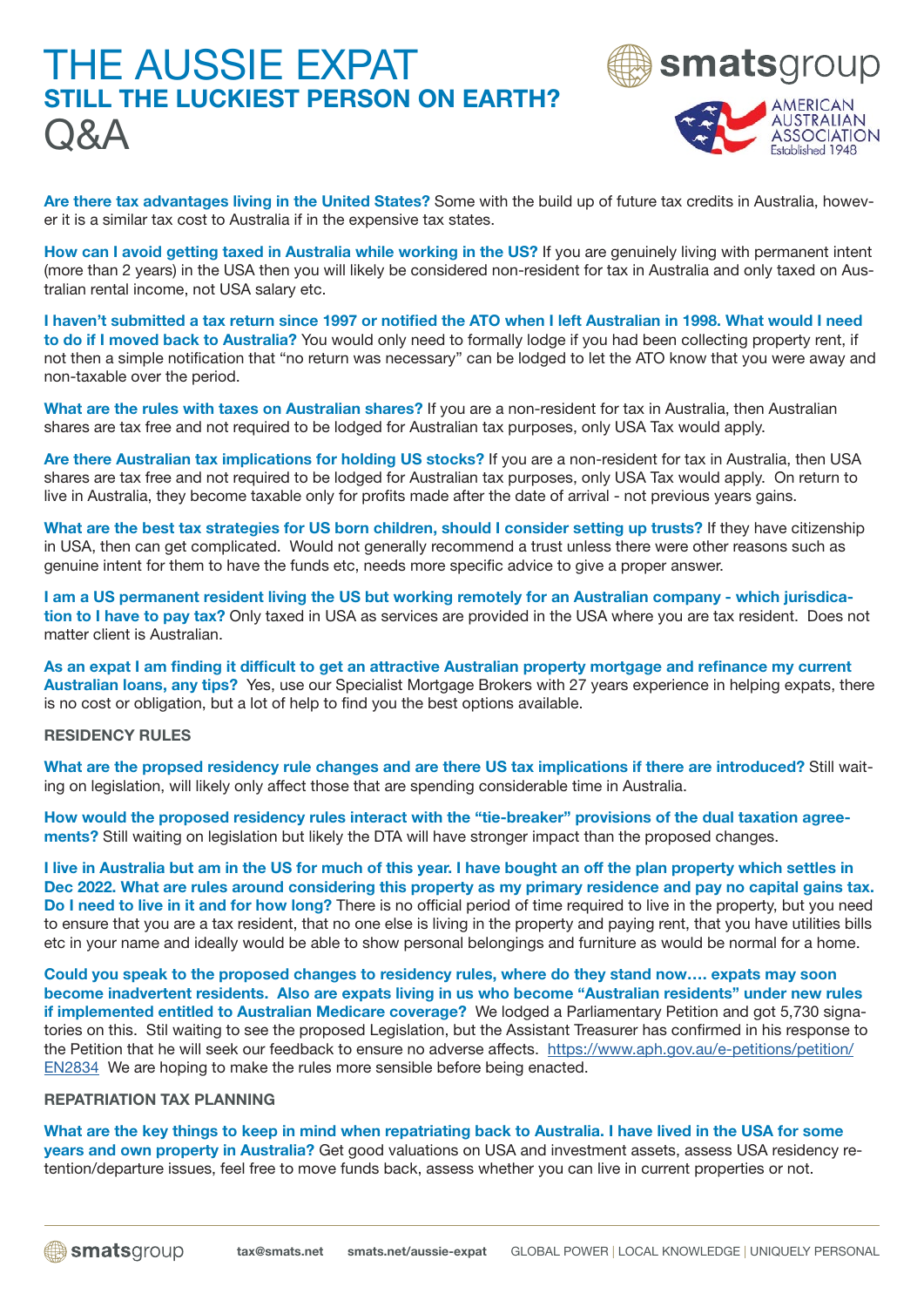# THE AUSSIE EXPAT

## STILL THE LUCKIEST PERSON ON EARTH?

# Q&A

**Are there tax advantages living in the United States?** Some with the build up of future tax credits in Australia, however it is a similar tax cost to Australia if in the expensive tax states.

**How can I avoid getting taxed in Australia while working in the US?** If you are genuinely living with permanent intent (more than 2 years) in the USA then you will likely be considered non-resident for tax in Australia and only taxed on Australian rental income, not USA salary etc.

**I haven't submitted a tax return since 1997 or notified the ATO when I left Australian in 1998. What would I need to do if I moved back to Australia?** You would only need to formally lodge if you had been collecting property rent, if not then a simple notification that "no return was necessary" can be lodged to let the ATO know that you were away and non-taxable over the period.

**What are the rules with taxes on Australian shares?** If you are a non-resident for tax in Australia, then Australian shares are tax free and not required to be lodged for Australian tax purposes, only USA Tax would apply.

**Are there Australian tax implications for holding US stocks?** If you are a non-resident for tax in Australia, then USA shares are tax free and not required to be lodged for Australian tax purposes, only USA Tax would apply. On return to live in Australia, they become taxable only for profits made after the date of arrival - not previous years gains.

**What are the best tax strategies for US born children, should I consider setting up trusts?** If they have citizenship in USA, then can get complicated. Would not generally recommend a trust unless there were other reasons such as genuine intent for them to have the funds etc, needs more specific advice to give a proper answer.

**I am a US permanent resident living the US but working remotely for an Australian company - which jurisdication to I have to pay tax?** Only taxed in USA as services are provided in the USA where you are tax resident. Does not matter client is Australian.

**As an expat I am finding it difficult to get an attractive Australian property mortgage and refinance my current Australian loans, any tips?** Yes, use our Specialist Mortgage Brokers with 27 years experience in helping expats, there is no cost or obligation, but a lot of help to find you the best options available.

### RESIDENCY RULES

**What are the propsed residency rule changes and are there US tax implications if there are introduced?** Still waiting on legislation, will likely only affect those that are spending considerable time in Australia.

**How would the proposed residency rules interact with the "tie-breaker" provisions of the dual taxation agreements?** Still waiting on legislation but likely the DTA will have stronger impact than the proposed changes.

**I live in Australia but am in the US for much of this year. I have bought an off the plan property which settles in Dec 2022. What are rules around considering this property as my primary residence and pay no capital gains tax. Do I need to live in it and for how long?** There is no official period of time required to live in the property, but you need to ensure that you are a tax resident, that no one else is living in the property and paying rent, that you have utilities bills etc in your name and ideally would be able to show personal belongings and furniture as would be normal for a home.

**Could you speak to the proposed changes to residency rules, where do they stand now…. expats may soon become inadvertent residents. Also are expats living in us who become "Australian residents" under new rules if implemented entitled to Australian Medicare coverage?** We lodged a Parliamentary Petition and got 5,730 signatories on this. Stil waiting to see the proposed Legislation, but the Assistant Treasurer has confirmed in his response to the Petition that he will seek our feedback to ensure no adverse affects. https://www.aph.gov.au/e-petitions/petition/EN2834 We are hoping to make the rules more sensible before being enacted.

### REPATRIATION TAX PLANNING

**What are the key things to keep in mind when repatriating back to Australia. I have lived in the USA for some years and own property in Australia?** Get good valuations on USA and investment assets, assess USA residency retention/departure issues, feel free to move funds back, assess whether you can live in current properties or not.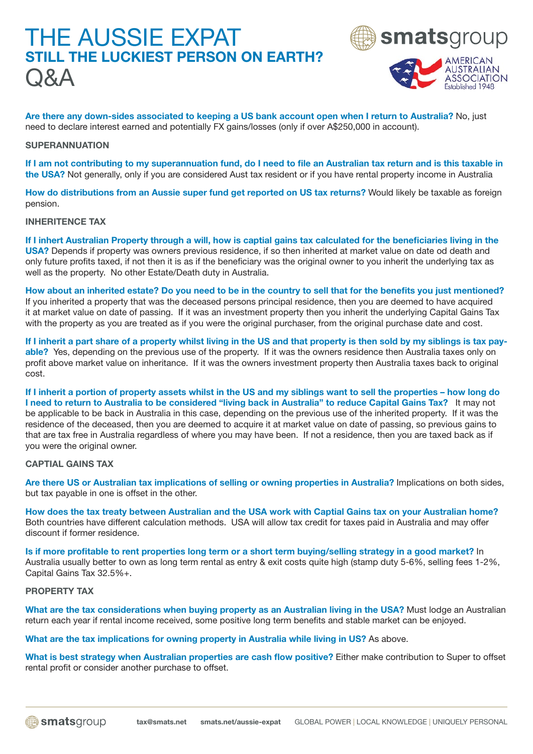# THE AUSSIE EXPAT
## STILL THE LUCKIEST PERSON ON EARTH?
# Q&A

**Are there any down-sides associated to keeping a US bank account open when I return to Australia?** No, just need to declare interest earned and potentially FX gains/losses (only if over A$250,000 in account).

### SUPERANNUATION

**If I am not contributing to my superannuation fund, do I need to file an Australian tax return and is this taxable in the USA?** Not generally, only if you are considered Aust tax resident or if you have rental property income in Australia

**How do distributions from an Aussie super fund get reported on US tax returns?** Would likely be taxable as foreign pension.

### INHERITENCE TAX

**If I inhert Australian Property through a will, how is captial gains tax calculated for the beneficiaries living in the USA?** Depends if property was owners previous residence, if so then inherited at market value on date od death and only future profits taxed, if not then it is as if the beneficiary was the original owner to you inherit the underlying tax as well as the property. No other Estate/Death duty in Australia.

**How about an inherited estate? Do you need to be in the country to sell that for the benefits you just mentioned?** If you inherited a property that was the deceased persons principal residence, then you are deemed to have acquired it at market value on date of passing. If it was an investment property then you inherit the underlying Capital Gains Tax with the property as you are treated as if you were the original purchaser, from the original purchase date and cost.

**If I inherit a part share of a property whilst living in the US and that property is then sold by my siblings is tax payable?** Yes, depending on the previous use of the property. If it was the owners residence then Australia taxes only on profit above market value on inheritance. If it was the owners investment property then Australia taxes back to original cost.

**If I inherit a portion of property assets whilst in the US and my siblings want to sell the properties – how long do I need to return to Australia to be considered "living back in Australia" to reduce Capital Gains Tax?** It may not be applicable to be back in Australia in this case, depending on the previous use of the inherited property. If it was the residence of the deceased, then you are deemed to acquire it at market value on date of passing, so previous gains to that are tax free in Australia regardless of where you may have been. If not a residence, then you are taxed back as if you were the original owner.

### CAPTIAL GAINS TAX

**Are there US or Australian tax implications of selling or owning properties in Australia?** Implications on both sides, but tax payable in one is offset in the other.

**How does the tax treaty between Australian and the USA work with Captial Gains tax on your Australian home?** Both countries have different calculation methods. USA will allow tax credit for taxes paid in Australia and may offer discount if former residence.

**Is if more profitable to rent properties long term or a short term buying/selling strategy in a good market?** In Australia usually better to own as long term rental as entry & exit costs quite high (stamp duty 5-6%, selling fees 1-2%, Capital Gains Tax 32.5%+.

### PROPERTY TAX

**What are the tax considerations when buying property as an Australian living in the USA?** Must lodge an Australian return each year if rental income received, some positive long term benefits and stable market can be enjoyed.

**What are the tax implications for owning property in Australia while living in US?** As above.

**What is best strategy when Australian properties are cash flow positive?** Either make contribution to Super to offset rental profit or consider another purchase to offset.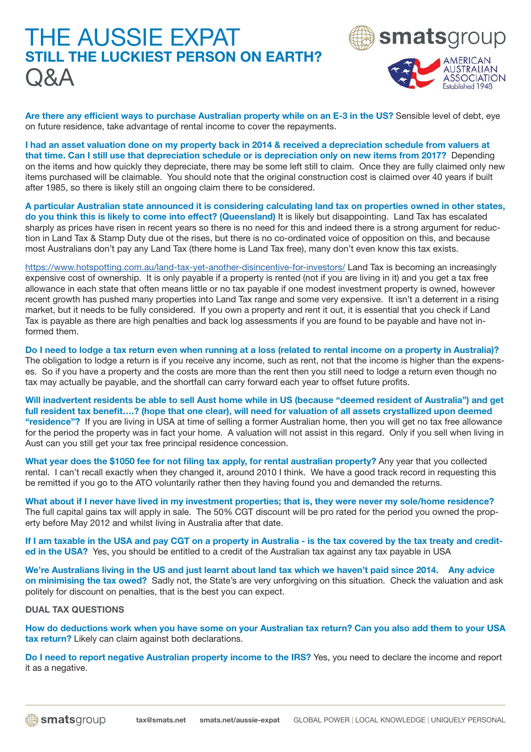# THE AUSSIE EXPAT

## STILL THE LUCKIEST PERSON ON EARTH?

# Q&A

**Are there any efficient ways to purchase Australian property while on an E-3 in the US?** Sensible level of debt, eye on future residence, take advantage of rental income to cover the repayments.

**I had an asset valuation done on my property back in 2014 & received a depreciation schedule from valuers at that time. Can I still use that depreciation schedule or is depreciation only on new items from 2017?** Depending on the items and how quickly they depreciate, there may be some left still to claim. Once they are fully claimed only new items purchased will be claimable. You should note that the original construction cost is claimed over 40 years if built after 1985, so there is likely still an ongoing claim there to be considered.

**A particular Australian state announced it is considering calculating land tax on properties owned in other states, do you think this is likely to come into effect? (Queensland)** It is likely but disappointing. Land Tax has escalated sharply as prices have risen in recent years so there is no need for this and indeed there is a strong argument for reduction in Land Tax & Stamp Duty due ot the rises, but there is no co-ordinated voice of opposition on this, and because most Australians don't pay any Land Tax (there home is Land Tax free), many don't even know this tax exists.

https://www.hotspotting.com.au/land-tax-yet-another-disincentive-for-investors/ Land Tax is becoming an increasingly expensive cost of ownership. It is only payable if a property is rented (not if you are living in it) and you get a tax free allowance in each state that often means little or no tax payable if one modest investment property is owned, however recent growth has pushed many properties into Land Tax range and some very expensive. It isn't a deterrent in a rising market, but it needs to be fully considered. If you own a property and rent it out, it is essential that you check if Land Tax is payable as there are high penalties and back log assessments if you are found to be payable and have not informed them.

**Do I need to lodge a tax return even when running at a loss (related to rental income on a property in Australia)?** The obligation to lodge a return is if you receive any income, such as rent, not that the income is higher than the expenses. So if you have a property and the costs are more than the rent then you still need to lodge a return even though no tax may actually be payable, and the shortfall can carry forward each year to offset future profits.

**Will inadvertent residents be able to sell Aust home while in US (because "deemed resident of Australia") and get full resident tax benefit….? (hope that one clear), will need for valuation of all assets crystallized upon deemed "residence"?** If you are living in USA at time of selling a former Australian home, then you will get no tax free allowance for the period the property was in fact your home. A valuation will not assist in this regard. Only if you sell when living in Aust can you still get your tax free principal residence concession.

**What year does the $1050 fee for not filing tax apply, for rental australian property?** Any year that you collected rental. I can't recall exactly when they changed it, around 2010 I think. We have a good track record in requesting this be remitted if you go to the ATO voluntarily rather then they having found you and demanded the returns.

**What about if I never have lived in my investment properties; that is, they were never my sole/home residence?** The full capital gains tax will apply in sale. The 50% CGT discount will be pro rated for the period you owned the property before May 2012 and whilst living in Australia after that date.

**If I am taxable in the USA and pay CGT on a property in Australia - is the tax covered by the tax treaty and credited in the USA?** Yes, you should be entitled to a credit of the Australian tax against any tax payable in USA

**We're Australians living in the US and just learnt about land tax which we haven't paid since 2014. Any advice on minimising the tax owed?** Sadly not, the State's are very unforgiving on this situation. Check the valuation and ask politely for discount on penalties, that is the best you can expect.

**DUAL TAX QUESTIONS**

**How do deductions work when you have some on your Australian tax return? Can you also add them to your USA tax return?** Likely can claim against both declarations.

**Do I need to report negative Australian property income to the IRS?** Yes, you need to declare the income and report it as a negative.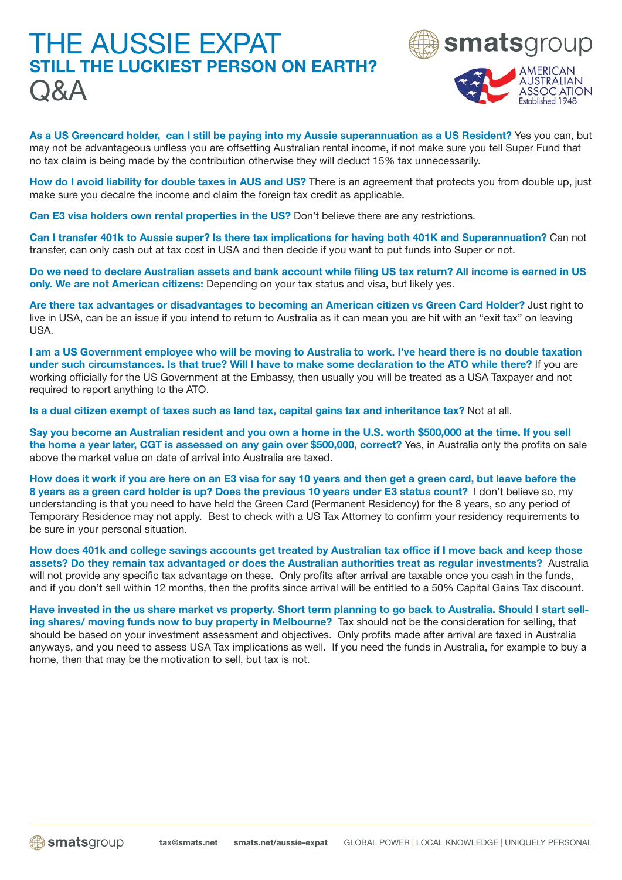# THE AUSSIE EXPAT
## STILL THE LUCKIEST PERSON ON EARTH?
# Q&A

**As a US Greencard holder, can I still be paying into my Aussie superannuation as a US Resident?** Yes you can, but may not be advantageous unfless you are offsetting Australian rental income, if not make sure you tell Super Fund that no tax claim is being made by the contribution otherwise they will deduct 15% tax unnecessarily.

**How do I avoid liability for double taxes in AUS and US?** There is an agreement that protects you from double up, just make sure you decalre the income and claim the foreign tax credit as applicable.

**Can E3 visa holders own rental properties in the US?** Don't believe there are any restrictions.

**Can I transfer 401k to Aussie super? Is there tax implications for having both 401K and Superannuation?** Can not transfer, can only cash out at tax cost in USA and then decide if you want to put funds into Super or not.

**Do we need to declare Australian assets and bank account while filing US tax return? All income is earned in US only. We are not American citizens:** Depending on your tax status and visa, but likely yes.

**Are there tax advantages or disadvantages to becoming an American citizen vs Green Card Holder?** Just right to live in USA, can be an issue if you intend to return to Australia as it can mean you are hit with an "exit tax" on leaving USA.

**I am a US Government employee who will be moving to Australia to work. I've heard there is no double taxation under such circumstances. Is that true? Will I have to make some declaration to the ATO while there?** If you are working officially for the US Government at the Embassy, then usually you will be treated as a USA Taxpayer and not required to report anything to the ATO.

**Is a dual citizen exempt of taxes such as land tax, capital gains tax and inheritance tax?** Not at all.

**Say you become an Australian resident and you own a home in the U.S. worth $500,000 at the time. If you sell the home a year later, CGT is assessed on any gain over $500,000, correct?** Yes, in Australia only the profits on sale above the market value on date of arrival into Australia are taxed.

**How does it work if you are here on an E3 visa for say 10 years and then get a green card, but leave before the 8 years as a green card holder is up? Does the previous 10 years under E3 status count?** I don't believe so, my understanding is that you need to have held the Green Card (Permanent Residency) for the 8 years, so any period of Temporary Residence may not apply. Best to check with a US Tax Attorney to confirm your residency requirements to be sure in your personal situation.

**How does 401k and college savings accounts get treated by Australian tax office if I move back and keep those assets? Do they remain tax advantaged or does the Australian authorities treat as regular investments?** Australia will not provide any specific tax advantage on these. Only profits after arrival are taxable once you cash in the funds, and if you don't sell within 12 months, then the profits since arrival will be entitled to a 50% Capital Gains Tax discount.

**Have invested in the us share market vs property. Short term planning to go back to Australia. Should I start selling shares/ moving funds now to buy property in Melbourne?** Tax should not be the consideration for selling, that should be based on your investment assessment and objectives. Only profits made after arrival are taxed in Australia anyways, and you need to assess USA Tax implications as well. If you need the funds in Australia, for example to buy a home, then that may be the motivation to sell, but tax is not.

smatsgroup tax@smats.net smats.net/aussie-expat GLOBAL POWER | LOCAL KNOWLEDGE | UNIQUELY PERSONAL